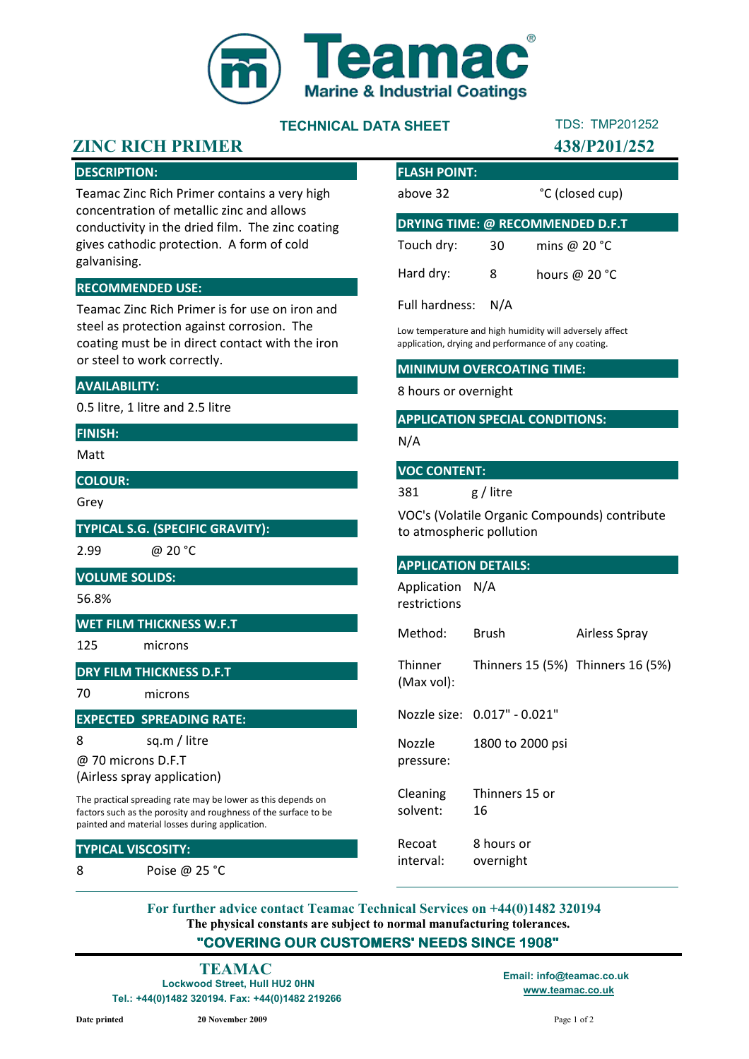# Teamac

**Marine & Industrial Coatings**

**TECHNICAL DATA SHEET**

TDS: TMP201252

## ZINC RICH PRIMER

**438/P201/252**

### DESCRIPTION:

Teamac Zinc Rich Primer contains a very high concentration of metallic zinc and allows conductivity in the dried film. The zinc coating gives cathodic protection. A form of cold galvanising.

### RECOMMENDED USE:

Teamac Zinc Rich Primer is for use on iron and steel as protection against corrosion. The coating must be in direct contact with the iron or steel to work correctly.

### AVAILABILITY:

0.5 litre, 1 litre and 2.5 litre

### FINISH:

Matt

### COLOUR:

Grey

### TYPICAL S.G. (SPECIFIC GRAVITY):

2.99 @ 20 °C

### VOLUME SOLIDS:

56.8%

### WET FILM THICKNESS W.F.T

125 microns

### DRY FILM THICKNESS D.F.T

70 microns

### EXPECTED SPREADING RATE:

8 sq.m / litre

@ 70 microns D.F.T
(Airless spray application)

The practical spreading rate may be lower as this depends on factors such as the porosity and roughness of the surface to be painted and material losses during application.

### TYPICAL VISCOSITY:

8 Poise @ 25 °C

### FLASH POINT:

above 32 °C (closed cup)

### DRYING TIME: @ RECOMMENDED D.F.T

| | | |
|---|---|---|
| Touch dry: | 30 | mins @ 20 °C |
| Hard dry: | 8 | hours @ 20 °C |
| Full hardness: | N/A | |

Low temperature and high humidity will adversely affect application, drying and performance of any coating.

### MINIMUM OVERCOATING TIME:

8 hours or overnight

### APPLICATION SPECIAL CONDITIONS:

N/A

### VOC CONTENT:

381 g / litre

VOC's (Volatile Organic Compounds) contribute to atmospheric pollution

### APPLICATION DETAILS:

| | | |
|---|---|---|
| Application restrictions | N/A | |
| Method: | Brush | Airless Spray |
| Thinner (Max vol): | Thinners 15 (5%) | Thinners 16 (5%) |
| Nozzle size: | 0.017" - 0.021" | |
| Nozzle pressure: | 1800 to 2000 psi | |
| Cleaning solvent: | Thinners 15 or 16 | |
| Recoat interval: | 8 hours or overnight | |

**For further advice contact Teamac Technical Services on +44(0)1482 320194**
**The physical constants are subject to normal manufacturing tolerances.**
**"COVERING OUR CUSTOMERS' NEEDS SINCE 1908"**

**TEAMAC**
**Lockwood Street, Hull HU2 0HN**
**Tel.: +44(0)1482 320194. Fax: +44(0)1482 219266**

**Email: info@teamac.co.uk**
**www.teamac.co.uk**

**Date printed** **20 November 2009**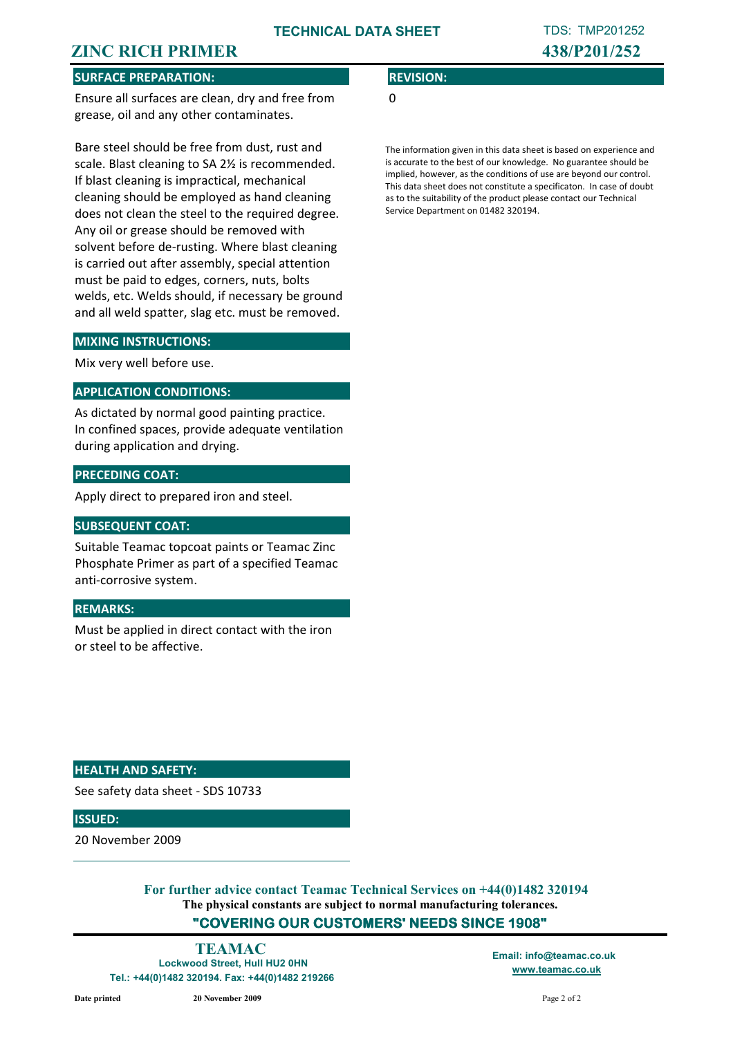**TECHNICAL DATA SHEET**

TDS: TMP201252

# ZINC RICH PRIMER

**438/P201/252**

## SURFACE PREPARATION:

Ensure all surfaces are clean, dry and free from grease, oil and any other contaminates.

Bare steel should be free from dust, rust and scale. Blast cleaning to SA 2½ is recommended. If blast cleaning is impractical, mechanical cleaning should be employed as hand cleaning does not clean the steel to the required degree. Any oil or grease should be removed with solvent before de-rusting. Where blast cleaning is carried out after assembly, special attention must be paid to edges, corners, nuts, bolts welds, etc. Welds should, if necessary be ground and all weld spatter, slag etc. must be removed.

## MIXING INSTRUCTIONS:

Mix very well before use.

## APPLICATION CONDITIONS:

As dictated by normal good painting practice. In confined spaces, provide adequate ventilation during application and drying.

## PRECEDING COAT:

Apply direct to prepared iron and steel.

## SUBSEQUENT COAT:

Suitable Teamac topcoat paints or Teamac Zinc Phosphate Primer as part of a specified Teamac anti-corrosive system.

## REMARKS:

Must be applied in direct contact with the iron or steel to be affective.

## HEALTH AND SAFETY:

See safety data sheet - SDS 10733

## ISSUED:

20 November 2009

## REVISION:

0

The information given in this data sheet is based on experience and is accurate to the best of our knowledge. No guarantee should be implied, however, as the conditions of use are beyond our control. This data sheet does not constitute a specificaton. In case of doubt as to the suitability of the product please contact our Technical Service Department on 01482 320194.

**For further advice contact Teamac Technical Services on +44(0)1482 320194**

**The physical constants are subject to normal manufacturing tolerances.**

**"COVERING OUR CUSTOMERS' NEEDS SINCE 1908"**

**TEAMAC**
Lockwood Street, Hull HU2 0HN
Tel.: +44(0)1482 320194. Fax: +44(0)1482 219266

Email: info@teamac.co.uk
www.teamac.co.uk

**Date printed** **20 November 2009**